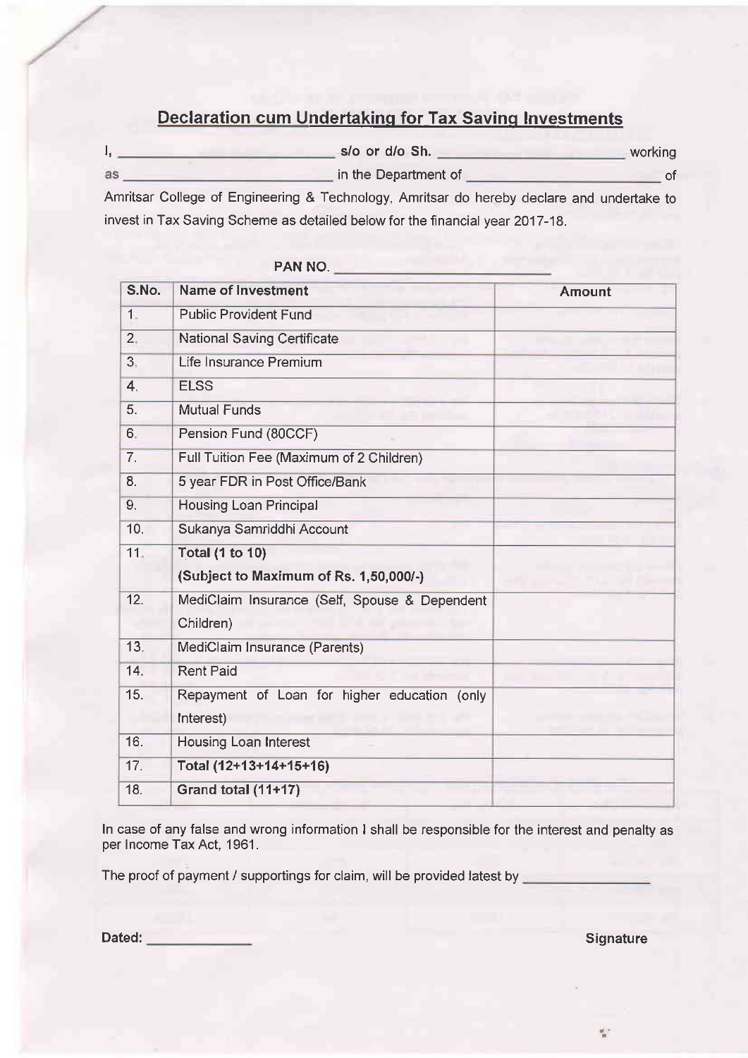## Declaration cum Undertaking for Tax Saving Investments

I, ____________________________ s/o or d/o Sh. ________________________ working as ____________________________ in the Department of ________________________ of Amritsar College of Engineering & Technology, Amritsar do hereby declare and undertake to invest in Tax Saving Scheme as detailed below for the financial year 2017-18.

**PAN NO.** ____________________________

| S.No. | Name of Investment | Amount |
|---|---|---|
| 1. | Public Provident Fund | |
| 2. | National Saving Certificate | |
| 3. | Life Insurance Premium | |
| 4. | ELSS | |
| 5. | Mutual Funds | |
| 6. | Pension Fund (80CCF) | |
| 7. | Full Tuition Fee (Maximum of 2 Children) | |
| 8. | 5 year FDR in Post Office/Bank | |
| 9. | Housing Loan Principal | |
| 10. | Sukanya Samriddhi Account | |
| 11. | **Total (1 to 10)** **(Subject to Maximum of Rs. 1,50,000/-)** | |
| 12. | MediClaim Insurance (Self, Spouse & Dependent Children) | |
| 13. | MediClaim Insurance (Parents) | |
| 14. | Rent Paid | |
| 15. | Repayment of Loan for higher education (only Interest) | |
| 16. | Housing Loan Interest | |
| 17. | **Total (12+13+14+15+16)** | |
| 18. | **Grand total (11+17)** | |

In case of any false and wrong information I shall be responsible for the interest and penalty as per Income Tax Act, 1961.

The proof of payment / supportings for claim, will be provided latest by ________________

**Dated:** ______________

**Signature**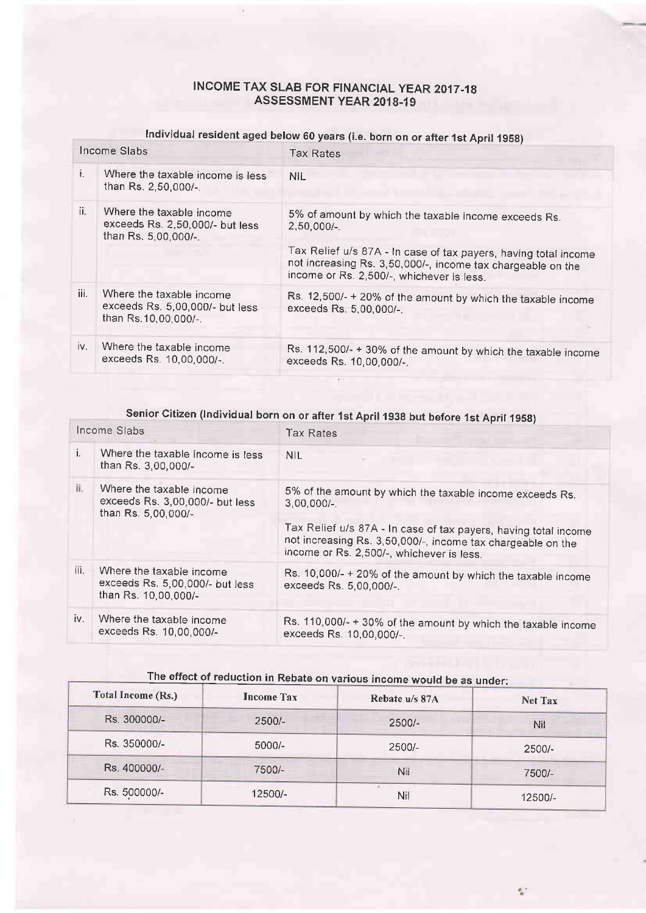# INCOME TAX SLAB FOR FINANCIAL YEAR 2017-18
## ASSESSMENT YEAR 2018-19

### Individual resident aged below 60 years (i.e. born on or after 1st April 1958)

| Income Slabs | | Tax Rates |
|---|---|---|
| i. | Where the taxable income is less than Rs. 2,50,000/-. | NIL |
| ii. | Where the taxable income exceeds Rs. 2,50,000/- but less than Rs. 5,00,000/-. | 5% of amount by which the taxable income exceeds Rs. 2,50,000/-. <br><br> Tax Relief u/s 87A - In case of tax payers, having total income not increasing Rs. 3,50,000/-, income tax chargeable on the income or Rs. 2,500/-, whichever is less. |
| iii. | Where the taxable income exceeds Rs. 5,00,000/- but less than Rs.10,00,000/-. | Rs. 12,500/- + 20% of the amount by which the taxable income exceeds Rs. 5,00,000/-. |
| iv. | Where the taxable income exceeds Rs. 10,00,000/-. | Rs. 112,500/- + 30% of the amount by which the taxable income exceeds Rs. 10,00,000/-. |

### Senior Citizen (Individual born on or after 1st April 1938 but before 1st April 1958)

| Income Slabs | | Tax Rates |
|---|---|---|
| i. | Where the taxable income is less than Rs. 3,00,000/- | NIL |
| ii. | Where the taxable income exceeds Rs. 3,00,000/- but less than Rs. 5,00,000/- | 5% of the amount by which the taxable income exceeds Rs. 3,00,000/-. <br><br> Tax Relief u/s 87A - In case of tax payers, having total income not increasing Rs. 3,50,000/-, income tax chargeable on the income or Rs. 2,500/-, whichever is less. |
| iii. | Where the taxable income exceeds Rs. 5,00,000/- but less than Rs. 10,00,000/- | Rs. 10,000/- + 20% of the amount by which the taxable income exceeds Rs. 5,00,000/-. |
| iv. | Where the taxable income exceeds Rs. 10,00,000/- | Rs. 110,000/- + 30% of the amount by which the taxable income exceeds Rs. 10,00,000/-. |

### The effect of reduction in Rebate on various income would be as under:

| Total Income (Rs.) | Income Tax | Rebate u/s 87A | Net Tax |
|---|---|---|---|
| Rs. 300000/- | 2500/- | 2500/- | Nil |
| Rs. 350000/- | 5000/- | 2500/- | 2500/- |
| Rs. 400000/- | 7500/- | Nil | 7500/- |
| Rs. 500000/- | 12500/- | Nil | 12500/- |